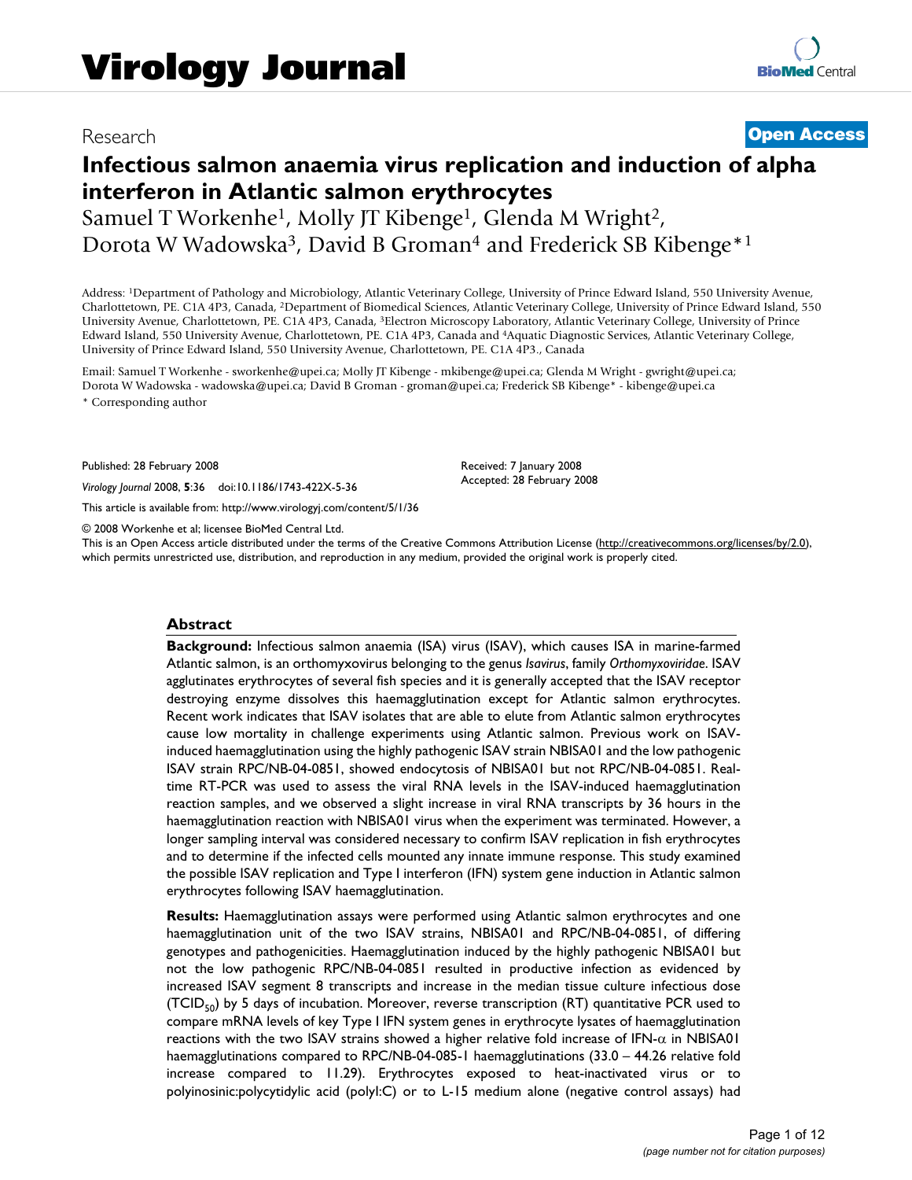Virology Journal

Research

Open Access

# Infectious salmon anaemia virus replication and induction of alpha interferon in Atlantic salmon erythrocytes

Samuel T Workenhe[1], Molly JT Kibenge[1], Glenda M Wright[2], Dorota W Wadowska[3], David B Groman[4] and Frederick SB Kibenge*[1]

Address: [1]Department of Pathology and Microbiology, Atlantic Veterinary College, University of Prince Edward Island, 550 University Avenue, Charlottetown, PE. C1A 4P3, Canada, [2]Department of Biomedical Sciences, Atlantic Veterinary College, University of Prince Edward Island, 550 University Avenue, Charlottetown, PE. C1A 4P3, Canada, [3]Electron Microscopy Laboratory, Atlantic Veterinary College, University of Prince Edward Island, 550 University Avenue, Charlottetown, PE. C1A 4P3, Canada and [4]Aquatic Diagnostic Services, Atlantic Veterinary College, University of Prince Edward Island, 550 University Avenue, Charlottetown, PE. C1A 4P3., Canada

Email: Samuel T Workenhe - sworkenhe@upei.ca; Molly JT Kibenge - mkibenge@upei.ca; Glenda M Wright - gwright@upei.ca; Dorota W Wadowska - wadowska@upei.ca; David B Groman - groman@upei.ca; Frederick SB Kibenge* - kibenge@upei.ca

* Corresponding author

Published: 28 February 2008

*Virology Journal* 2008, **5**:36 doi:10.1186/1743-422X-5-36

Received: 7 January 2008
Accepted: 28 February 2008

This article is available from: http://www.virologyj.com/content/5/1/36

© 2008 Workenhe et al; licensee BioMed Central Ltd.

This is an Open Access article distributed under the terms of the Creative Commons Attribution License (http://creativecommons.org/licenses/by/2.0), which permits unrestricted use, distribution, and reproduction in any medium, provided the original work is properly cited.

## Abstract

**Background:** Infectious salmon anaemia (ISA) virus (ISAV), which causes ISA in marine-farmed Atlantic salmon, is an orthomyxovirus belonging to the genus *Isavirus*, family *Orthomyxoviridae*. ISAV agglutinates erythrocytes of several fish species and it is generally accepted that the ISAV receptor destroying enzyme dissolves this haemagglutination except for Atlantic salmon erythrocytes. Recent work indicates that ISAV isolates that are able to elute from Atlantic salmon erythrocytes cause low mortality in challenge experiments using Atlantic salmon. Previous work on ISAV-induced haemagglutination using the highly pathogenic ISAV strain NBISA01 and the low pathogenic ISAV strain RPC/NB-04-0851, showed endocytosis of NBISA01 but not RPC/NB-04-0851. Real-time RT-PCR was used to assess the viral RNA levels in the ISAV-induced haemagglutination reaction samples, and we observed a slight increase in viral RNA transcripts by 36 hours in the haemagglutination reaction with NBISA01 virus when the experiment was terminated. However, a longer sampling interval was considered necessary to confirm ISAV replication in fish erythrocytes and to determine if the infected cells mounted any innate immune response. This study examined the possible ISAV replication and Type I interferon (IFN) system gene induction in Atlantic salmon erythrocytes following ISAV haemagglutination.

**Results:** Haemagglutination assays were performed using Atlantic salmon erythrocytes and one haemagglutination unit of the two ISAV strains, NBISA01 and RPC/NB-04-0851, of differing genotypes and pathogenicities. Haemagglutination induced by the highly pathogenic NBISA01 but not the low pathogenic RPC/NB-04-0851 resulted in productive infection as evidenced by increased ISAV segment 8 transcripts and increase in the median tissue culture infectious dose ($TCID_{50}$) by 5 days of incubation. Moreover, reverse transcription (RT) quantitative PCR used to compare mRNA levels of key Type I IFN system genes in erythrocyte lysates of haemagglutination reactions with the two ISAV strains showed a higher relative fold increase of IFN-α in NBISA01 haemagglutinations compared to RPC/NB-04-085-1 haemagglutinations (33.0 – 44.26 relative fold increase compared to 11.29). Erythrocytes exposed to heat-inactivated virus or to polyinosinic:polycytidylic acid (polyI:C) or to L-15 medium alone (negative control assays) had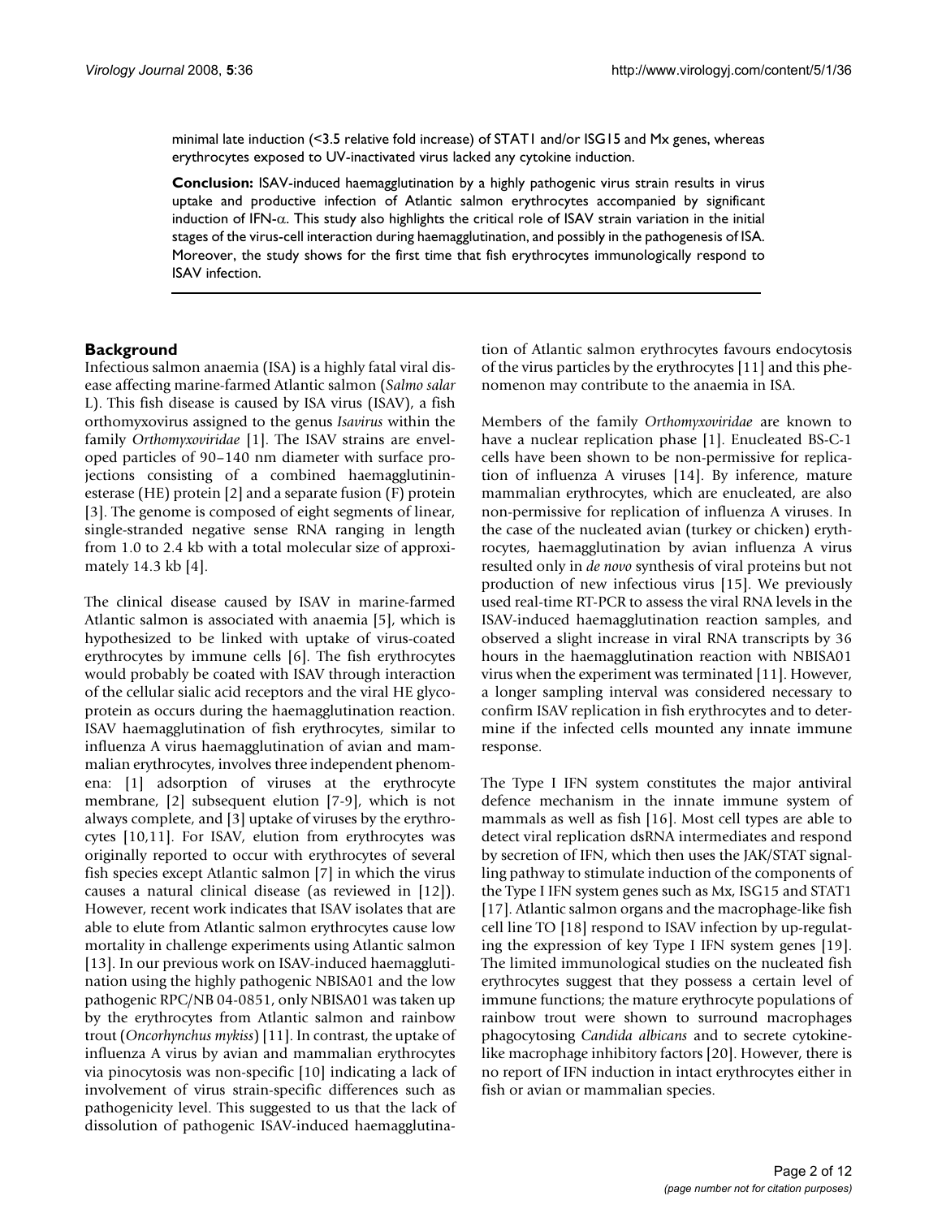minimal late induction (<3.5 relative fold increase) of STAT1 and/or ISG15 and Mx genes, whereas erythrocytes exposed to UV-inactivated virus lacked any cytokine induction.

**Conclusion:** ISAV-induced haemagglutination by a highly pathogenic virus strain results in virus uptake and productive infection of Atlantic salmon erythrocytes accompanied by significant induction of IFN-$\alpha$. This study also highlights the critical role of ISAV strain variation in the initial stages of the virus-cell interaction during haemagglutination, and possibly in the pathogenesis of ISA. Moreover, the study shows for the first time that fish erythrocytes immunologically respond to ISAV infection.

## Background

Infectious salmon anaemia (ISA) is a highly fatal viral disease affecting marine-farmed Atlantic salmon (*Salmo salar* L). This fish disease is caused by ISA virus (ISAV), a fish orthomyxovirus assigned to the genus *Isavirus* within the family *Orthomyxoviridae* [1]. The ISAV strains are enveloped particles of 90–140 nm diameter with surface projections consisting of a combined haemagglutinin-esterase (HE) protein [2] and a separate fusion (F) protein [3]. The genome is composed of eight segments of linear, single-stranded negative sense RNA ranging in length from 1.0 to 2.4 kb with a total molecular size of approximately 14.3 kb [4].

The clinical disease caused by ISAV in marine-farmed Atlantic salmon is associated with anaemia [5], which is hypothesized to be linked with uptake of virus-coated erythrocytes by immune cells [6]. The fish erythrocytes would probably be coated with ISAV through interaction of the cellular sialic acid receptors and the viral HE glycoprotein as occurs during the haemagglutination reaction. ISAV haemagglutination of fish erythrocytes, similar to influenza A virus haemagglutination of avian and mammalian erythrocytes, involves three independent phenomena: [1] adsorption of viruses at the erythrocyte membrane, [2] subsequent elution [7-9], which is not always complete, and [3] uptake of viruses by the erythrocytes [10,11]. For ISAV, elution from erythrocytes was originally reported to occur with erythrocytes of several fish species except Atlantic salmon [7] in which the virus causes a natural clinical disease (as reviewed in [12]). However, recent work indicates that ISAV isolates that are able to elute from Atlantic salmon erythrocytes cause low mortality in challenge experiments using Atlantic salmon [13]. In our previous work on ISAV-induced haemagglutination using the highly pathogenic NBISA01 and the low pathogenic RPC/NB 04-0851, only NBISA01 was taken up by the erythrocytes from Atlantic salmon and rainbow trout (*Oncorhynchus mykiss*) [11]. In contrast, the uptake of influenza A virus by avian and mammalian erythrocytes via pinocytosis was non-specific [10] indicating a lack of involvement of virus strain-specific differences such as pathogenicity level. This suggested to us that the lack of dissolution of pathogenic ISAV-induced haemagglutination of Atlantic salmon erythrocytes favours endocytosis of the virus particles by the erythrocytes [11] and this phenomenon may contribute to the anaemia in ISA.

Members of the family *Orthomyxoviridae* are known to have a nuclear replication phase [1]. Enucleated BS-C-1 cells have been shown to be non-permissive for replication of influenza A viruses [14]. By inference, mature mammalian erythrocytes, which are enucleated, are also non-permissive for replication of influenza A viruses. In the case of the nucleated avian (turkey or chicken) erythrocytes, haemagglutination by avian influenza A virus resulted only in *de novo* synthesis of viral proteins but not production of new infectious virus [15]. We previously used real-time RT-PCR to assess the viral RNA levels in the ISAV-induced haemagglutination reaction samples, and observed a slight increase in viral RNA transcripts by 36 hours in the haemagglutination reaction with NBISA01 virus when the experiment was terminated [11]. However, a longer sampling interval was considered necessary to confirm ISAV replication in fish erythrocytes and to determine if the infected cells mounted any innate immune response.

The Type I IFN system constitutes the major antiviral defence mechanism in the innate immune system of mammals as well as fish [16]. Most cell types are able to detect viral replication dsRNA intermediates and respond by secretion of IFN, which then uses the JAK/STAT signalling pathway to stimulate induction of the components of the Type I IFN system genes such as Mx, ISG15 and STAT1 [17]. Atlantic salmon organs and the macrophage-like fish cell line TO [18] respond to ISAV infection by up-regulating the expression of key Type I IFN system genes [19]. The limited immunological studies on the nucleated fish erythrocytes suggest that they possess a certain level of immune functions; the mature erythrocyte populations of rainbow trout were shown to surround macrophages phagocytosing *Candida albicans* and to secrete cytokine-like macrophage inhibitory factors [20]. However, there is no report of IFN induction in intact erythrocytes either in fish or avian or mammalian species.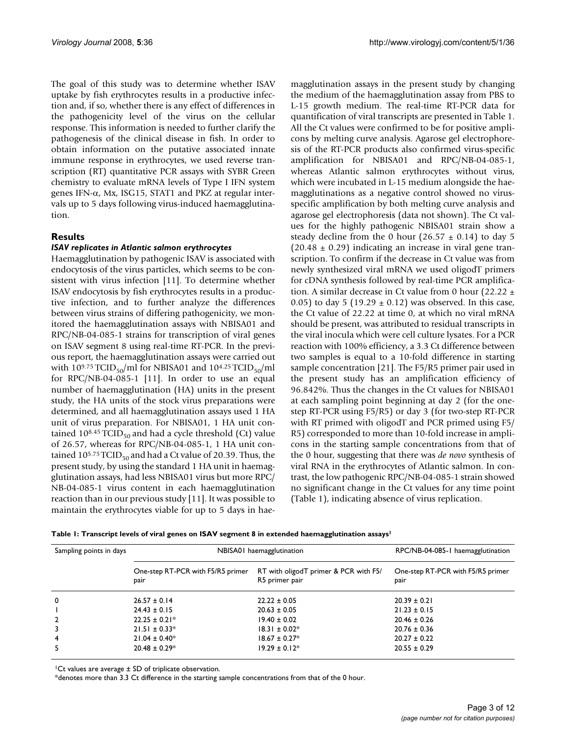The goal of this study was to determine whether ISAV uptake by fish erythrocytes results in a productive infection and, if so, whether there is any effect of differences in the pathogenicity level of the virus on the cellular response. This information is needed to further clarify the pathogenesis of the clinical disease in fish. In order to obtain information on the putative associated innate immune response in erythrocytes, we used reverse transcription (RT) quantitative PCR assays with SYBR Green chemistry to evaluate mRNA levels of Type I IFN system genes IFN-α, Mx, ISG15, STAT1 and PKZ at regular intervals up to 5 days following virus-induced haemagglutination.

## Results

### *ISAV replicates in Atlantic salmon erythrocytes*

Haemagglutination by pathogenic ISAV is associated with endocytosis of the virus particles, which seems to be consistent with virus infection [11]. To determine whether ISAV endocytosis by fish erythrocytes results in a productive infection, and to further analyze the differences between virus strains of differing pathogenicity, we monitored the haemagglutination assays with NBISA01 and RPC/NB-04-085-1 strains for transcription of viral genes on ISAV segment 8 using real-time RT-PCR. In the previous report, the haemagglutination assays were carried out with $10^{9.75}$ $TCID_{50}$/ml for NBISA01 and $10^{4.25}$ $TCID_{50}$/ml for RPC/NB-04-085-1 [11]. In order to use an equal number of haemagglutination (HA) units in the present study, the HA units of the stock virus preparations were determined, and all haemagglutination assays used 1 HA unit of virus preparation. For NBISA01, 1 HA unit contained $10^{8.45}$ $TCID_{50}$ and had a cycle threshold (Ct) value of 26.57, whereas for RPC/NB-04-085-1, 1 HA unit contained $10^{5.75}$ $TCID_{50}$ and had a Ct value of 20.39. Thus, the present study, by using the standard 1 HA unit in haemagglutination assays, had less NBISA01 virus but more RPC/NB-04-085-1 virus content in each haemagglutination reaction than in our previous study [11]. It was possible to maintain the erythrocytes viable for up to 5 days in haemagglutination assays in the present study by changing the medium of the haemagglutination assay from PBS to L-15 growth medium. The real-time RT-PCR data for quantification of viral transcripts are presented in Table 1. All the Ct values were confirmed to be for positive amplicons by melting curve analysis. Agarose gel electrophoresis of the RT-PCR products also confirmed virus-specific amplification for NBISA01 and RPC/NB-04-085-1, whereas Atlantic salmon erythrocytes without virus, which were incubated in L-15 medium alongside the haemagglutinations as a negative control showed no virus-specific amplification by both melting curve analysis and agarose gel electrophoresis (data not shown). The Ct values for the highly pathogenic NBISA01 strain show a steady decline from the 0 hour (26.57 ± 0.14) to day 5 (20.48 ± 0.29) indicating an increase in viral gene transcription. To confirm if the decrease in Ct value was from newly synthesized viral mRNA we used oligodT primers for cDNA synthesis followed by real-time PCR amplification. A similar decrease in Ct value from 0 hour (22.22 ± 0.05) to day 5 (19.29 ± 0.12) was observed. In this case, the Ct value of 22.22 at time 0, at which no viral mRNA should be present, was attributed to residual transcripts in the viral inocula which were cell culture lysates. For a PCR reaction with 100% efficiency, a 3.3 Ct difference between two samples is equal to a 10-fold difference in starting sample concentration [21]. The F5/R5 primer pair used in the present study has an amplification efficiency of 96.842%. Thus the changes in the Ct values for NBISA01 at each sampling point beginning at day 2 (for the one-step RT-PCR using F5/R5) or day 3 (for two-step RT-PCR with RT primed with oligodT and PCR primed using F5/R5) corresponded to more than 10-fold increase in amplicons in the starting sample concentrations from that of the 0 hour, suggesting that there was *de novo* synthesis of viral RNA in the erythrocytes of Atlantic salmon. In contrast, the low pathogenic RPC/NB-04-085-1 strain showed no significant change in the Ct values for any time point (Table 1), indicating absence of virus replication.

**Table 1: Transcript levels of viral genes on ISAV segment 8 in extended haemagglutination assays[1]**

| Sampling points in days | NBISA01 haemagglutination | | RPC/NB-04-085-1 haemagglutination |
|---|---|---|---|
| | One-step RT-PCR with F5/R5 primer pair | RT with oligodT primer & PCR with F5/R5 primer pair | One-step RT-PCR with F5/R5 primer pair |
| 0 | 26.57 ± 0.14 | 22.22 ± 0.05 | 20.39 ± 0.21 |
| 1 | 24.43 ± 0.15 | 20.63 ± 0.05 | 21.23 ± 0.15 |
| 2 | 22.25 ± 0.21* | 19.40 ± 0.02 | 20.46 ± 0.26 |
| 3 | 21.51 ± 0.33* | 18.31 ± 0.02* | 20.76 ± 0.36 |
| 4 | 21.04 ± 0.40* | 18.67 ± 0.27* | 20.27 ± 0.22 |
| 5 | 20.48 ± 0.29* | 19.29 ± 0.12* | 20.55 ± 0.29 |

[1]Ct values are average ± SD of triplicate observation.

*denotes more than 3.3 Ct difference in the starting sample concentrations from that of the 0 hour.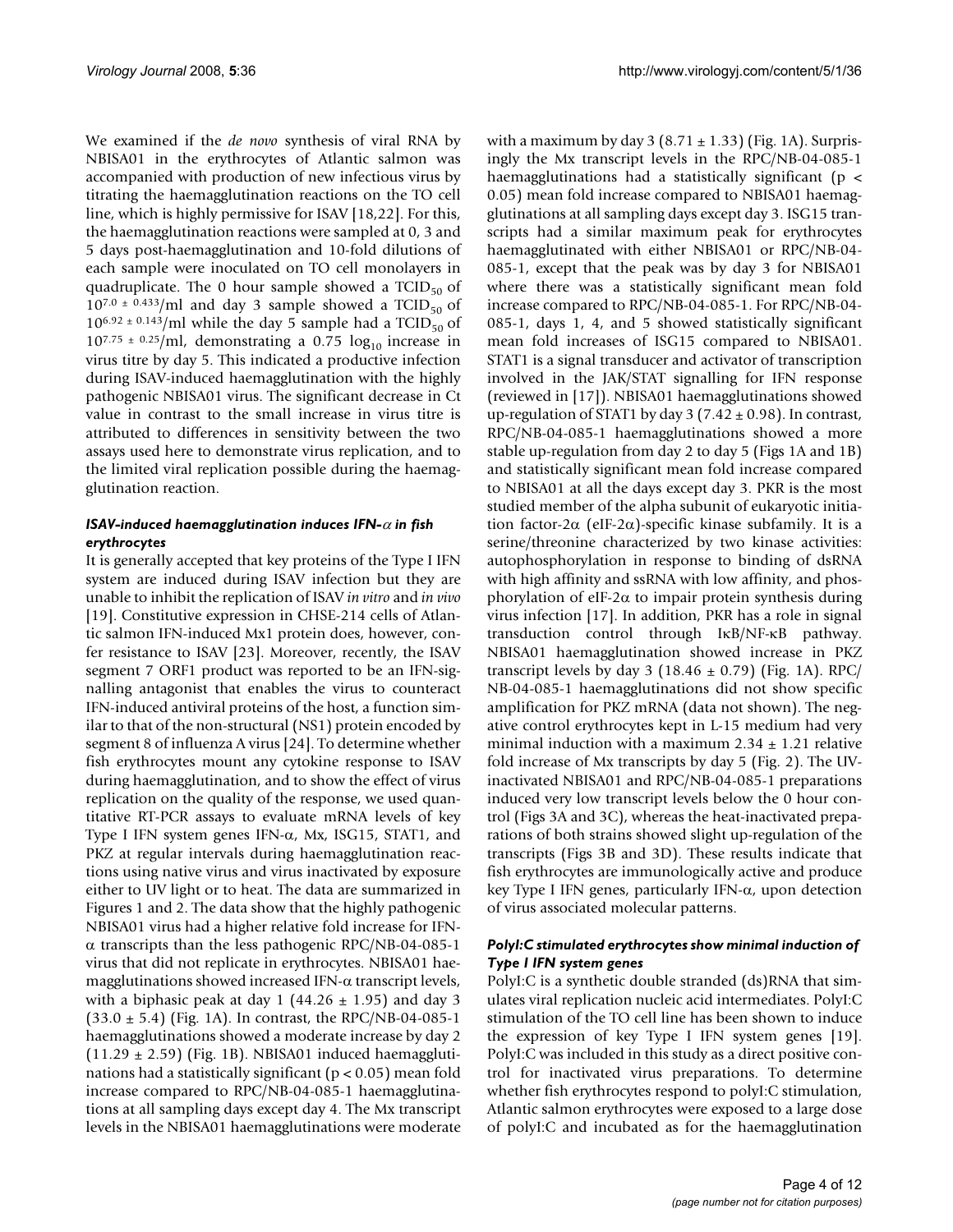We examined if the *de novo* synthesis of viral RNA by NBISA01 in the erythrocytes of Atlantic salmon was accompanied with production of new infectious virus by titrating the haemagglutination reactions on the TO cell line, which is highly permissive for ISAV [18,22]. For this, the haemagglutination reactions were sampled at 0, 3 and 5 days post-haemagglutination and 10-fold dilutions of each sample were inoculated on TO cell monolayers in quadruplicate. The 0 hour sample showed a $TCID_{50}$ of $10^{7.0 \pm 0.433}$/ml and day 3 sample showed a $TCID_{50}$ of $10^{6.92 \pm 0.143}$/ml while the day 5 sample had a $TCID_{50}$ of $10^{7.75 \pm 0.25}$/ml, demonstrating a 0.75 $\log_{10}$ increase in virus titre by day 5. This indicated a productive infection during ISAV-induced haemagglutination with the highly pathogenic NBISA01 virus. The significant decrease in Ct value in contrast to the small increase in virus titre is attributed to differences in sensitivity between the two assays used here to demonstrate virus replication, and to the limited viral replication possible during the haemagglutination reaction.

### *ISAV-induced haemagglutination induces IFN-α in fish erythrocytes*

It is generally accepted that key proteins of the Type I IFN system are induced during ISAV infection but they are unable to inhibit the replication of ISAV *in vitro* and *in vivo* [19]. Constitutive expression in CHSE-214 cells of Atlantic salmon IFN-induced Mx1 protein does, however, confer resistance to ISAV [23]. Moreover, recently, the ISAV segment 7 ORF1 product was reported to be an IFN-signalling antagonist that enables the virus to counteract IFN-induced antiviral proteins of the host, a function similar to that of the non-structural (NS1) protein encoded by segment 8 of influenza A virus [24]. To determine whether fish erythrocytes mount any cytokine response to ISAV during haemagglutination, and to show the effect of virus replication on the quality of the response, we used quantitative RT-PCR assays to evaluate mRNA levels of key Type I IFN system genes IFN-α, Mx, ISG15, STAT1, and PKZ at regular intervals during haemagglutination reactions using native virus and virus inactivated by exposure either to UV light or to heat. The data are summarized in Figures 1 and 2. The data show that the highly pathogenic NBISA01 virus had a higher relative fold increase for IFN-α transcripts than the less pathogenic RPC/NB-04-085-1 virus that did not replicate in erythrocytes. NBISA01 haemagglutinations showed increased IFN-α transcript levels, with a biphasic peak at day 1 (44.26 ± 1.95) and day 3 (33.0 ± 5.4) (Fig. 1A). In contrast, the RPC/NB-04-085-1 haemagglutinations showed a moderate increase by day 2 (11.29 ± 2.59) (Fig. 1B). NBISA01 induced haemagglutinations had a statistically significant ($p < 0.05$) mean fold increase compared to RPC/NB-04-085-1 haemagglutinations at all sampling days except day 4. The Mx transcript levels in the NBISA01 haemagglutinations were moderate with a maximum by day 3 (8.71 ± 1.33) (Fig. 1A). Surprisingly the Mx transcript levels in the RPC/NB-04-085-1 haemagglutinations had a statistically significant ($p < 0.05$) mean fold increase compared to NBISA01 haemagglutinations at all sampling days except day 3. ISG15 transcripts had a similar maximum peak for erythrocytes haemagglutinated with either NBISA01 or RPC/NB-04-085-1, except that the peak was by day 3 for NBISA01 where there was a statistically significant mean fold increase compared to RPC/NB-04-085-1. For RPC/NB-04-085-1, days 1, 4, and 5 showed statistically significant mean fold increases of ISG15 compared to NBISA01. STAT1 is a signal transducer and activator of transcription involved in the JAK/STAT signalling for IFN response (reviewed in [17]). NBISA01 haemagglutinations showed up-regulation of STAT1 by day 3 (7.42 ± 0.98). In contrast, RPC/NB-04-085-1 haemagglutinations showed a more stable up-regulation from day 2 to day 5 (Figs 1A and 1B) and statistically significant mean fold increase compared to NBISA01 at all the days except day 3. PKR is the most studied member of the alpha subunit of eukaryotic initiation factor-2α (eIF-2α)-specific kinase subfamily. It is a serine/threonine characterized by two kinase activities: autophosphorylation in response to binding of dsRNA with high affinity and ssRNA with low affinity, and phosphorylation of eIF-2α to impair protein synthesis during virus infection [17]. In addition, PKR has a role in signal transduction control through IκB/NF-κB pathway. NBISA01 haemagglutination showed increase in PKZ transcript levels by day 3 (18.46 ± 0.79) (Fig. 1A). RPC/NB-04-085-1 haemagglutinations did not show specific amplification for PKZ mRNA (data not shown). The negative control erythrocytes kept in L-15 medium had very minimal induction with a maximum 2.34 ± 1.21 relative fold increase of Mx transcripts by day 5 (Fig. 2). The UV-inactivated NBISA01 and RPC/NB-04-085-1 preparations induced very low transcript levels below the 0 hour control (Figs 3A and 3C), whereas the heat-inactivated preparations of both strains showed slight up-regulation of the transcripts (Figs 3B and 3D). These results indicate that fish erythrocytes are immunologically active and produce key Type I IFN genes, particularly IFN-α, upon detection of virus associated molecular patterns.

### *PolyI:C stimulated erythrocytes show minimal induction of Type I IFN system genes*

PolyI:C is a synthetic double stranded (ds)RNA that simulates viral replication nucleic acid intermediates. PolyI:C stimulation of the TO cell line has been shown to induce the expression of key Type I IFN system genes [19]. PolyI:C was included in this study as a direct positive control for inactivated virus preparations. To determine whether fish erythrocytes respond to polyI:C stimulation, Atlantic salmon erythrocytes were exposed to a large dose of polyI:C and incubated as for the haemagglutination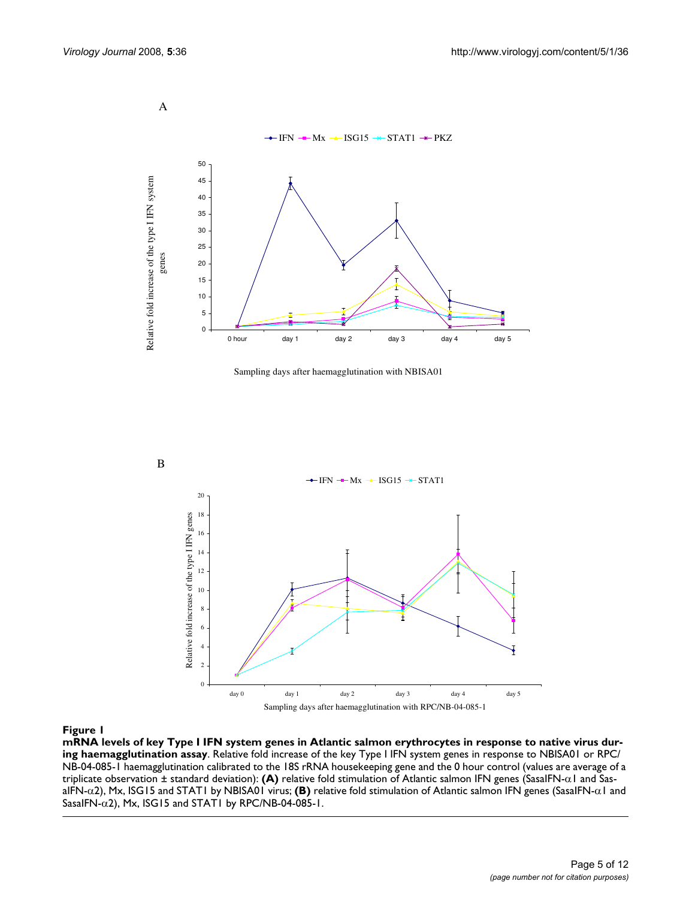**Figure 1**

**mRNA levels of key Type I IFN system genes in Atlantic salmon erythrocytes in response to native virus during haemagglutination assay**. Relative fold increase of the key Type I IFN system genes in response to NBISA01 or RPC/NB-04-085-1 haemagglutination calibrated to the 18S rRNA housekeeping gene and the 0 hour control (values are average of a triplicate observation ± standard deviation): **(A)** relative fold stimulation of Atlantic salmon IFN genes (SasaIFN-$\alpha$1 and SasaIFN-$\alpha$2), Mx, ISG15 and STAT1 by NBISA01 virus; **(B)** relative fold stimulation of Atlantic salmon IFN genes (SasaIFN-$\alpha$1 and SasaIFN-$\alpha$2), Mx, ISG15 and STAT1 by RPC/NB-04-085-1.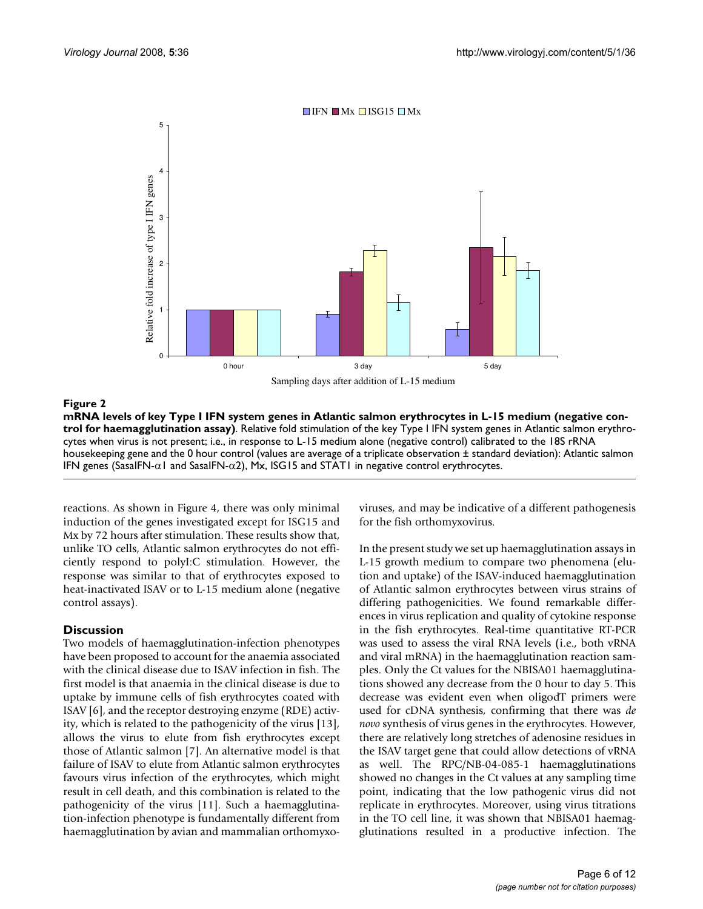**Figure 2**

**mRNA levels of key Type I IFN system genes in Atlantic salmon erythrocytes in L-15 medium (negative control for haemagglutination assay)**. Relative fold stimulation of the key Type I IFN system genes in Atlantic salmon erythrocytes when virus is not present; i.e., in response to L-15 medium alone (negative control) calibrated to the 18S rRNA housekeeping gene and the 0 hour control (values are average of a triplicate observation ± standard deviation): Atlantic salmon IFN genes (SasaIFN-$\alpha$1 and SasaIFN-$\alpha$2), Mx, ISG15 and STAT1 in negative control erythrocytes.

reactions. As shown in Figure 4, there was only minimal induction of the genes investigated except for ISG15 and Mx by 72 hours after stimulation. These results show that, unlike TO cells, Atlantic salmon erythrocytes do not efficiently respond to polyI:C stimulation. However, the response was similar to that of erythrocytes exposed to heat-inactivated ISAV or to L-15 medium alone (negative control assays).

## Discussion

Two models of haemagglutination-infection phenotypes have been proposed to account for the anaemia associated with the clinical disease due to ISAV infection in fish. The first model is that anaemia in the clinical disease is due to uptake by immune cells of fish erythrocytes coated with ISAV [6], and the receptor destroying enzyme (RDE) activity, which is related to the pathogenicity of the virus [13], allows the virus to elute from fish erythrocytes except those of Atlantic salmon [7]. An alternative model is that failure of ISAV to elute from Atlantic salmon erythrocytes favours virus infection of the erythrocytes, which might result in cell death, and this combination is related to the pathogenicity of the virus [11]. Such a haemagglutination-infection phenotype is fundamentally different from haemagglutination by avian and mammalian orthomyxoviruses, and may be indicative of a different pathogenesis for the fish orthomyxovirus.

In the present study we set up haemagglutination assays in L-15 growth medium to compare two phenomena (elution and uptake) of the ISAV-induced haemagglutination of Atlantic salmon erythrocytes between virus strains of differing pathogenicities. We found remarkable differences in virus replication and quality of cytokine response in the fish erythrocytes. Real-time quantitative RT-PCR was used to assess the viral RNA levels (i.e., both vRNA and viral mRNA) in the haemagglutination reaction samples. Only the Ct values for the NBISA01 haemagglutinations showed any decrease from the 0 hour to day 5. This decrease was evident even when oligodT primers were used for cDNA synthesis, confirming that there was *de novo* synthesis of virus genes in the erythrocytes. However, there are relatively long stretches of adenosine residues in the ISAV target gene that could allow detections of vRNA as well. The RPC/NB-04-085-1 haemagglutinations showed no changes in the Ct values at any sampling time point, indicating that the low pathogenic virus did not replicate in erythrocytes. Moreover, using virus titrations in the TO cell line, it was shown that NBISA01 haemagglutinations resulted in a productive infection. The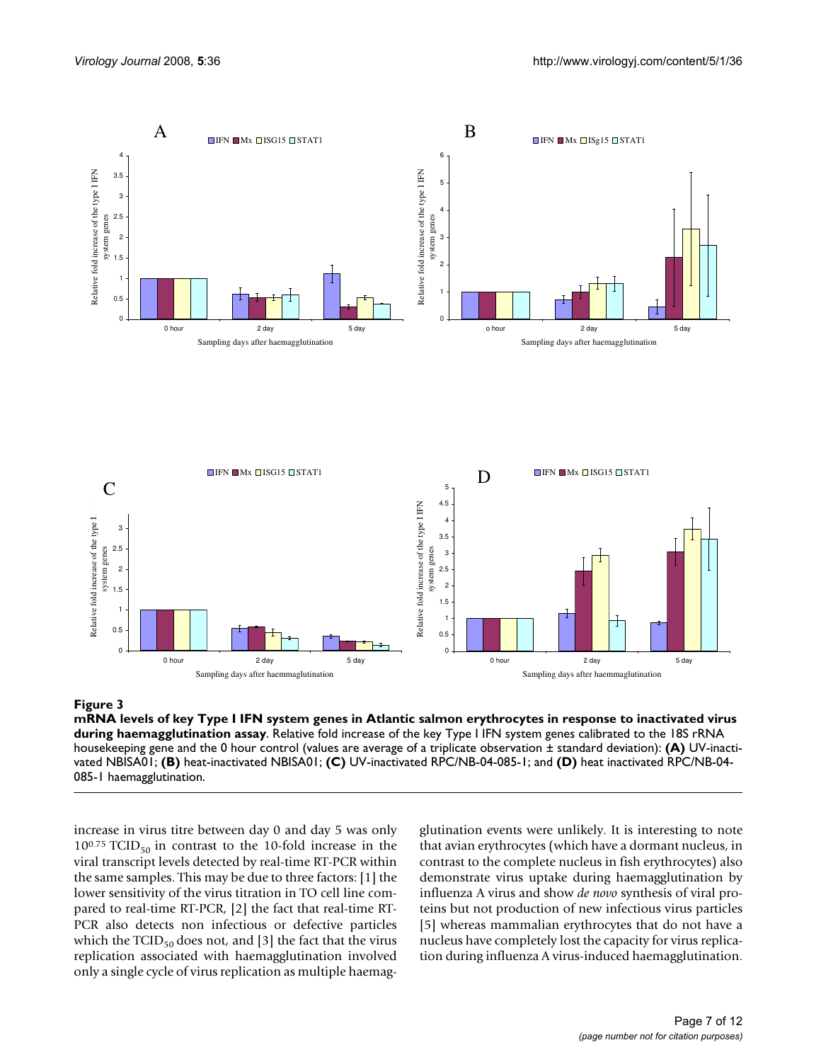**Figure 3**

**mRNA levels of key Type I IFN system genes in Atlantic salmon erythrocytes in response to inactivated virus during haemagglutination assay**. Relative fold increase of the key Type I IFN system genes calibrated to the 18S rRNA housekeeping gene and the 0 hour control (values are average of a triplicate observation ± standard deviation): **(A)** UV-inactivated NBISA01; **(B)** heat-inactivated NBISA01; **(C)** UV-inactivated RPC/NB-04-085-1; and **(D)** heat inactivated RPC/NB-04-085-1 haemagglutination.

increase in virus titre between day 0 and day 5 was only $10^{0.75}$ $TCID_{50}$ in contrast to the 10-fold increase in the viral transcript levels detected by real-time RT-PCR within the same samples. This may be due to three factors: [1] the lower sensitivity of the virus titration in TO cell line compared to real-time RT-PCR, [2] the fact that real-time RT-PCR also detects non infectious or defective particles which the $TCID_{50}$ does not, and [3] the fact that the virus replication associated with haemagglutination involved only a single cycle of virus replication as multiple haemagglutination events were unlikely. It is interesting to note that avian erythrocytes (which have a dormant nucleus, in contrast to the complete nucleus in fish erythrocytes) also demonstrate virus uptake during haemagglutination by influenza A virus and show *de novo* synthesis of viral proteins but not production of new infectious virus particles [5] whereas mammalian erythrocytes that do not have a nucleus have completely lost the capacity for virus replication during influenza A virus-induced haemagglutination.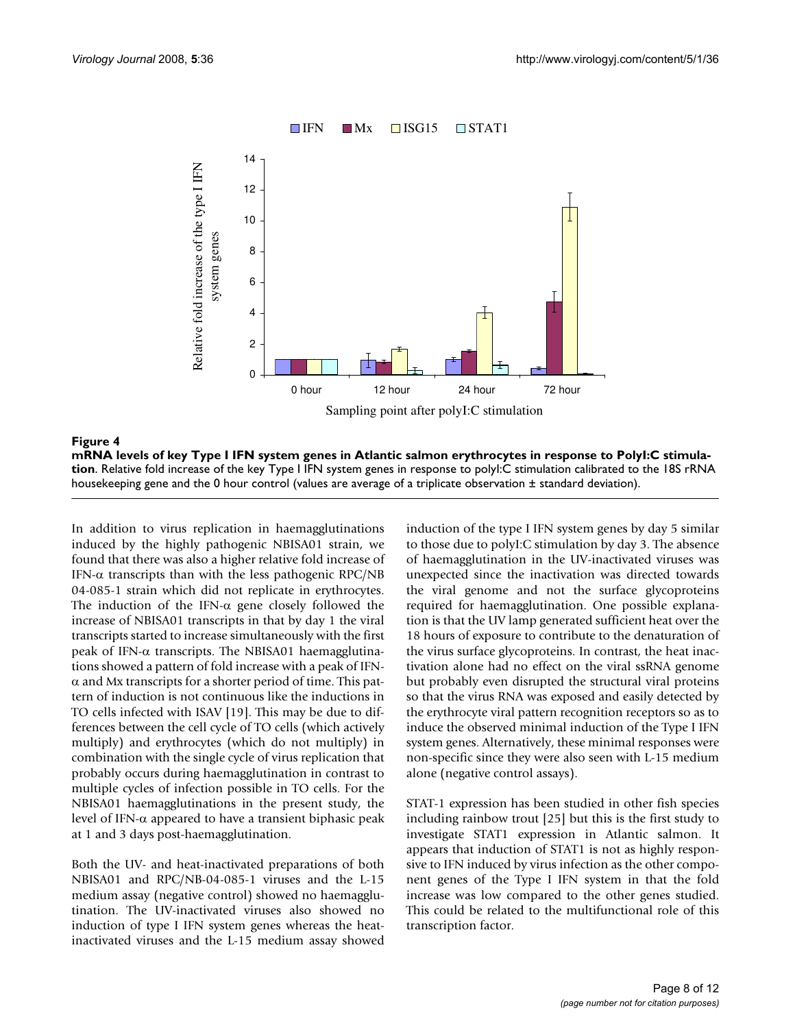**Figure 4**

**mRNA levels of key Type I IFN system genes in Atlantic salmon erythrocytes in response to PolyI:C stimulation**. Relative fold increase of the key Type I IFN system genes in response to polyI:C stimulation calibrated to the 18S rRNA housekeeping gene and the 0 hour control (values are average of a triplicate observation ± standard deviation).

In addition to virus replication in haemagglutinations induced by the highly pathogenic NBISA01 strain, we found that there was also a higher relative fold increase of IFN-$\alpha$ transcripts than with the less pathogenic RPC/NB 04-085-1 strain which did not replicate in erythrocytes. The induction of the IFN-$\alpha$ gene closely followed the increase of NBISA01 transcripts in that by day 1 the viral transcripts started to increase simultaneously with the first peak of IFN-$\alpha$ transcripts. The NBISA01 haemagglutinations showed a pattern of fold increase with a peak of IFN-$\alpha$ and Mx transcripts for a shorter period of time. This pattern of induction is not continuous like the inductions in TO cells infected with ISAV [19]. This may be due to differences between the cell cycle of TO cells (which actively multiply) and erythrocytes (which do not multiply) in combination with the single cycle of virus replication that probably occurs during haemagglutination in contrast to multiple cycles of infection possible in TO cells. For the NBISA01 haemagglutinations in the present study, the level of IFN-$\alpha$ appeared to have a transient biphasic peak at 1 and 3 days post-haemagglutination.

Both the UV- and heat-inactivated preparations of both NBISA01 and RPC/NB-04-085-1 viruses and the L-15 medium assay (negative control) showed no haemagglutination. The UV-inactivated viruses also showed no induction of type I IFN system genes whereas the heat-inactivated viruses and the L-15 medium assay showed induction of the type I IFN system genes by day 5 similar to those due to polyI:C stimulation by day 3. The absence of haemagglutination in the UV-inactivated viruses was unexpected since the inactivation was directed towards the viral genome and not the surface glycoproteins required for haemagglutination. One possible explanation is that the UV lamp generated sufficient heat over the 18 hours of exposure to contribute to the denaturation of the virus surface glycoproteins. In contrast, the heat inactivation alone had no effect on the viral ssRNA genome but probably even disrupted the structural viral proteins so that the virus RNA was exposed and easily detected by the erythrocyte viral pattern recognition receptors so as to induce the observed minimal induction of the Type I IFN system genes. Alternatively, these minimal responses were non-specific since they were also seen with L-15 medium alone (negative control assays).

STAT-1 expression has been studied in other fish species including rainbow trout [25] but this is the first study to investigate STAT1 expression in Atlantic salmon. It appears that induction of STAT1 is not as highly responsive to IFN induced by virus infection as the other component genes of the Type I IFN system in that the fold increase was low compared to the other genes studied. This could be related to the multifunctional role of this transcription factor.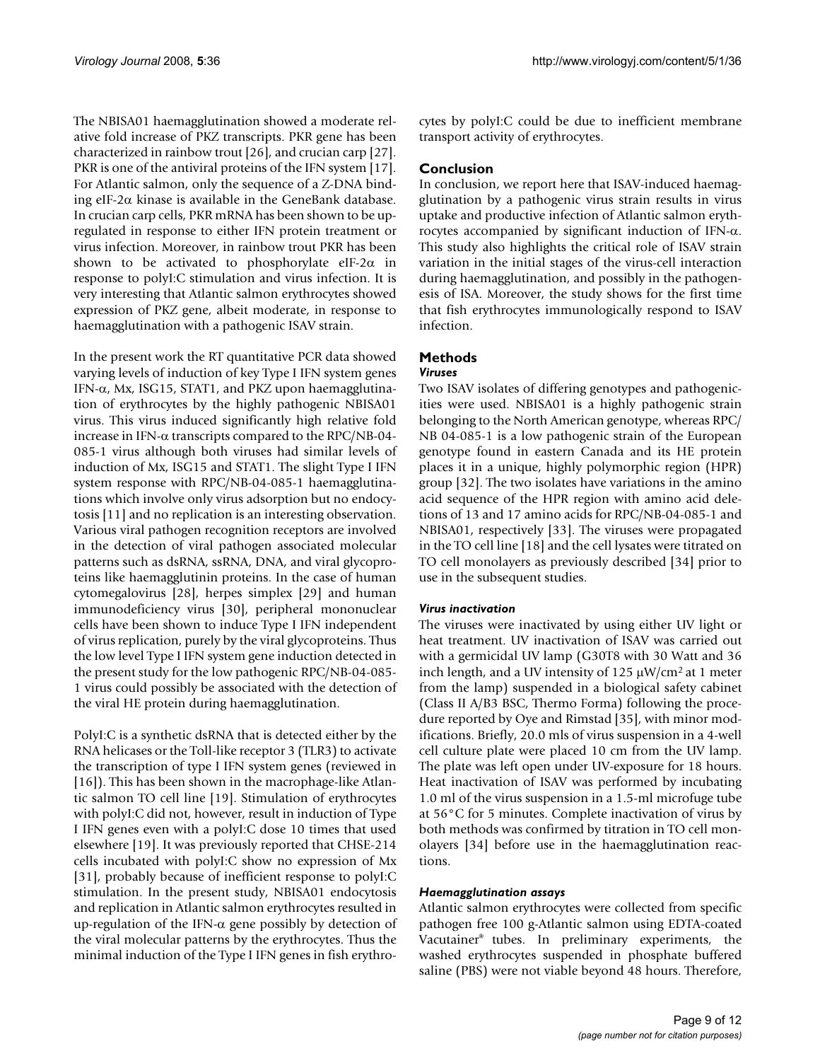The NBISA01 haemagglutination showed a moderate relative fold increase of PKZ transcripts. PKR gene has been characterized in rainbow trout [26], and crucian carp [27]. PKR is one of the antiviral proteins of the IFN system [17]. For Atlantic salmon, only the sequence of a Z-DNA binding eIF-2α kinase is available in the GeneBank database. In crucian carp cells, PKR mRNA has been shown to be up-regulated in response to either IFN protein treatment or virus infection. Moreover, in rainbow trout PKR has been shown to be activated to phosphorylate eIF-2α in response to polyI:C stimulation and virus infection. It is very interesting that Atlantic salmon erythrocytes showed expression of PKZ gene, albeit moderate, in response to haemagglutination with a pathogenic ISAV strain.

In the present work the RT quantitative PCR data showed varying levels of induction of key Type I IFN system genes IFN-α, Mx, ISG15, STAT1, and PKZ upon haemagglutination of erythrocytes by the highly pathogenic NBISA01 virus. This virus induced significantly high relative fold increase in IFN-α transcripts compared to the RPC/NB-04-085-1 virus although both viruses had similar levels of induction of Mx, ISG15 and STAT1. The slight Type I IFN system response with RPC/NB-04-085-1 haemagglutinations which involve only virus adsorption but no endocytosis [11] and no replication is an interesting observation. Various viral pathogen recognition receptors are involved in the detection of viral pathogen associated molecular patterns such as dsRNA, ssRNA, DNA, and viral glycoproteins like haemagglutinin proteins. In the case of human cytomegalovirus [28], herpes simplex [29] and human immunodeficiency virus [30], peripheral mononuclear cells have been shown to induce Type I IFN independent of virus replication, purely by the viral glycoproteins. Thus the low level Type I IFN system gene induction detected in the present study for the low pathogenic RPC/NB-04-085-1 virus could possibly be associated with the detection of the viral HE protein during haemagglutination.

PolyI:C is a synthetic dsRNA that is detected either by the RNA helicases or the Toll-like receptor 3 (TLR3) to activate the transcription of type I IFN system genes (reviewed in [16]). This has been shown in the macrophage-like Atlantic salmon TO cell line [19]. Stimulation of erythrocytes with polyI:C did not, however, result in induction of Type I IFN genes even with a polyI:C dose 10 times that used elsewhere [19]. It was previously reported that CHSE-214 cells incubated with polyI:C show no expression of Mx [31], probably because of inefficient response to polyI:C stimulation. In the present study, NBISA01 endocytosis and replication in Atlantic salmon erythrocytes resulted in up-regulation of the IFN-α gene possibly by detection of the viral molecular patterns by the erythrocytes. Thus the minimal induction of the Type I IFN genes in fish erythrocytes by polyI:C could be due to inefficient membrane transport activity of erythrocytes.

## Conclusion

In conclusion, we report here that ISAV-induced haemagglutination by a pathogenic virus strain results in virus uptake and productive infection of Atlantic salmon erythrocytes accompanied by significant induction of IFN-α. This study also highlights the critical role of ISAV strain variation in the initial stages of the virus-cell interaction during haemagglutination, and possibly in the pathogenesis of ISA. Moreover, the study shows for the first time that fish erythrocytes immunologically respond to ISAV infection.

## Methods

### *Viruses*

Two ISAV isolates of differing genotypes and pathogenicities were used. NBISA01 is a highly pathogenic strain belonging to the North American genotype, whereas RPC/NB 04-085-1 is a low pathogenic strain of the European genotype found in eastern Canada and its HE protein places it in a unique, highly polymorphic region (HPR) group [32]. The two isolates have variations in the amino acid sequence of the HPR region with amino acid deletions of 13 and 17 amino acids for RPC/NB-04-085-1 and NBISA01, respectively [33]. The viruses were propagated in the TO cell line [18] and the cell lysates were titrated on TO cell monolayers as previously described [34] prior to use in the subsequent studies.

### *Virus inactivation*

The viruses were inactivated by using either UV light or heat treatment. UV inactivation of ISAV was carried out with a germicidal UV lamp (G30T8 with 30 Watt and 36 inch length, and a UV intensity of 125 μW/cm² at 1 meter from the lamp) suspended in a biological safety cabinet (Class II A/B3 BSC, Thermo Forma) following the procedure reported by Oye and Rimstad [35], with minor modifications. Briefly, 20.0 mls of virus suspension in a 4-well cell culture plate were placed 10 cm from the UV lamp. The plate was left open under UV-exposure for 18 hours. Heat inactivation of ISAV was performed by incubating 1.0 ml of the virus suspension in a 1.5-ml microfuge tube at 56°C for 5 minutes. Complete inactivation of virus by both methods was confirmed by titration in TO cell monolayers [34] before use in the haemagglutination reactions.

### *Haemagglutination assays*

Atlantic salmon erythrocytes were collected from specific pathogen free 100 g-Atlantic salmon using EDTA-coated Vacutainer® tubes. In preliminary experiments, the washed erythrocytes suspended in phosphate buffered saline (PBS) were not viable beyond 48 hours. Therefore,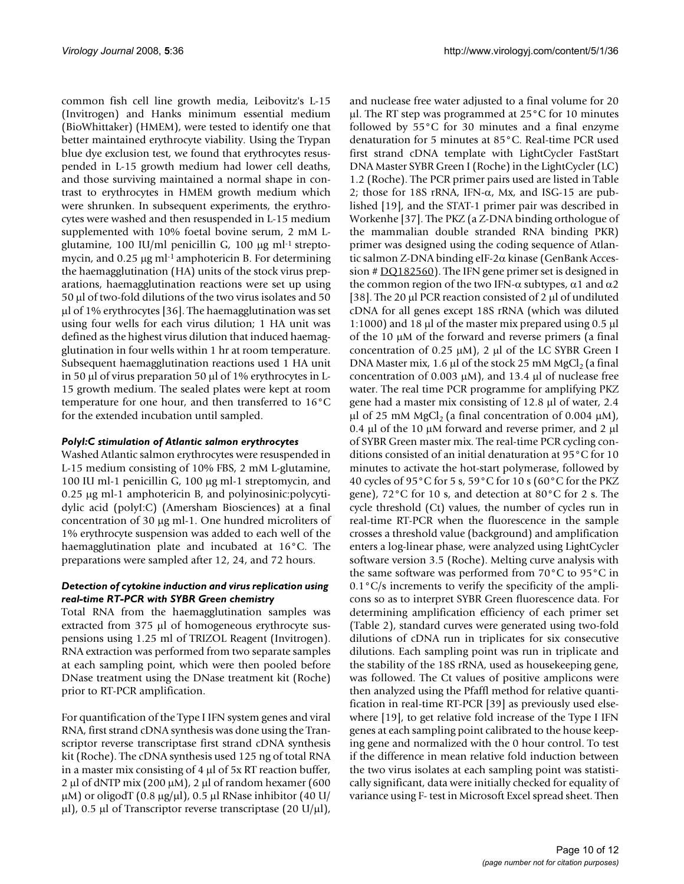common fish cell line growth media, Leibovitz's L-15 (Invitrogen) and Hanks minimum essential medium (BioWhittaker) (HMEM), were tested to identify one that better maintained erythrocyte viability. Using the Trypan blue dye exclusion test, we found that erythrocytes resuspended in L-15 growth medium had lower cell deaths, and those surviving maintained a normal shape in contrast to erythrocytes in HMEM growth medium which were shrunken. In subsequent experiments, the erythrocytes were washed and then resuspended in L-15 medium supplemented with 10% foetal bovine serum, 2 mM L-glutamine, 100 IU/ml penicillin G, 100 μg ml$^{-1}$ streptomycin, and 0.25 μg ml$^{-1}$ amphotericin B. For determining the haemagglutination (HA) units of the stock virus preparations, haemagglutination reactions were set up using 50 μl of two-fold dilutions of the two virus isolates and 50 μl of 1% erythrocytes [36]. The haemagglutination was set using four wells for each virus dilution; 1 HA unit was defined as the highest virus dilution that induced haemagglutination in four wells within 1 hr at room temperature. Subsequent haemagglutination reactions used 1 HA unit in 50 μl of virus preparation 50 μl of 1% erythrocytes in L-15 growth medium. The sealed plates were kept at room temperature for one hour, and then transferred to 16°C for the extended incubation until sampled.

### *PolyI:C stimulation of Atlantic salmon erythrocytes*

Washed Atlantic salmon erythrocytes were resuspended in L-15 medium consisting of 10% FBS, 2 mM L-glutamine, 100 IU ml-1 penicillin G, 100 μg ml-1 streptomycin, and 0.25 μg ml-1 amphotericin B, and polyinosinic:polycytidylic acid (polyI:C) (Amersham Biosciences) at a final concentration of 30 μg ml-1. One hundred microliters of 1% erythrocyte suspension was added to each well of the haemagglutination plate and incubated at 16°C. The preparations were sampled after 12, 24, and 72 hours.

### *Detection of cytokine induction and virus replication using real-time RT-PCR with SYBR Green chemistry*

Total RNA from the haemagglutination samples was extracted from 375 μl of homogeneous erythrocyte suspensions using 1.25 ml of TRIZOL Reagent (Invitrogen). RNA extraction was performed from two separate samples at each sampling point, which were then pooled before DNase treatment using the DNase treatment kit (Roche) prior to RT-PCR amplification.

For quantification of the Type I IFN system genes and viral RNA, first strand cDNA synthesis was done using the Transcriptor reverse transcriptase first strand cDNA synthesis kit (Roche). The cDNA synthesis used 125 ng of total RNA in a master mix consisting of 4 μl of 5x RT reaction buffer, 2 μl of dNTP mix (200 μM), 2 μl of random hexamer (600 μM) or oligodT (0.8 μg/μl), 0.5 μl RNase inhibitor (40 U/μl), 0.5 μl of Transcriptor reverse transcriptase (20 U/μl), and nuclease free water adjusted to a final volume for 20 μl. The RT step was programmed at 25°C for 10 minutes followed by 55°C for 30 minutes and a final enzyme denaturation for 5 minutes at 85°C. Real-time PCR used first strand cDNA template with LightCycler FastStart DNA Master SYBR Green I (Roche) in the LightCycler (LC) 1.2 (Roche). The PCR primer pairs used are listed in Table 2; those for 18S rRNA, IFN-α, Mx, and ISG-15 are published [19], and the STAT-1 primer pair was described in Workenhe [37]. The PKZ (a Z-DNA binding orthologue of the mammalian double stranded RNA binding PKR) primer was designed using the coding sequence of Atlantic salmon Z-DNA binding eIF-2α kinase (GenBank Accession # DQ182560). The IFN gene primer set is designed in the common region of the two IFN-α subtypes, α1 and α2 [38]. The 20 μl PCR reaction consisted of 2 μl of undiluted cDNA for all genes except 18S rRNA (which was diluted 1:1000) and 18 μl of the master mix prepared using 0.5 μl of the 10 μM of the forward and reverse primers (a final concentration of 0.25 μM), 2 μl of the LC SYBR Green I DNA Master mix, 1.6 μl of the stock 25 mM $MgCl_2$ (a final concentration of 0.003 μM), and 13.4 μl of nuclease free water. The real time PCR programme for amplifying PKZ gene had a master mix consisting of 12.8 μl of water, 2.4 μl of 25 mM $MgCl_2$ (a final concentration of 0.004 μM), 0.4 μl of the 10 μM forward and reverse primer, and 2 μl of SYBR Green master mix. The real-time PCR cycling conditions consisted of an initial denaturation at 95°C for 10 minutes to activate the hot-start polymerase, followed by 40 cycles of 95°C for 5 s, 59°C for 10 s (60°C for the PKZ gene), 72°C for 10 s, and detection at 80°C for 2 s. The cycle threshold (Ct) values, the number of cycles run in real-time RT-PCR when the fluorescence in the sample crosses a threshold value (background) and amplification enters a log-linear phase, were analyzed using LightCycler software version 3.5 (Roche). Melting curve analysis with the same software was performed from 70°C to 95°C in 0.1°C/s increments to verify the specificity of the amplicons so as to interpret SYBR Green fluorescence data. For determining amplification efficiency of each primer set (Table 2), standard curves were generated using two-fold dilutions of cDNA run in triplicates for six consecutive dilutions. Each sampling point was run in triplicate and the stability of the 18S rRNA, used as housekeeping gene, was followed. The Ct values of positive amplicons were then analyzed using the Pfaffl method for relative quantification in real-time RT-PCR [39] as previously used elsewhere [19], to get relative fold increase of the Type I IFN genes at each sampling point calibrated to the house keeping gene and normalized with the 0 hour control. To test if the difference in mean relative fold induction between the two virus isolates at each sampling point was statistically significant, data were initially checked for equality of variance using F- test in Microsoft Excel spread sheet. Then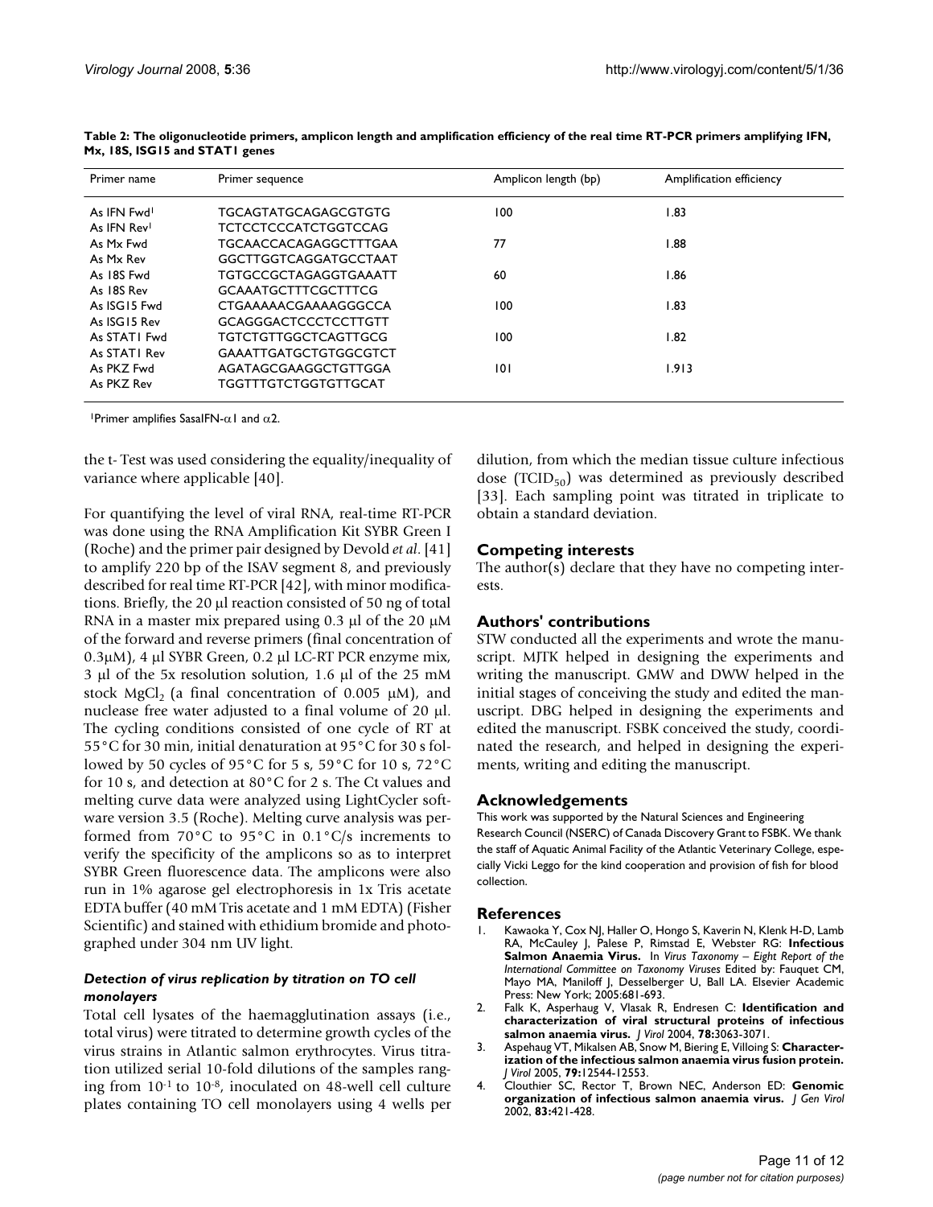**Table 2: The oligonucleotide primers, amplicon length and amplification efficiency of the real time RT-PCR primers amplifying IFN, Mx, 18S, ISG15 and STAT1 genes**

| Primer name | Primer sequence | Amplicon length (bp) | Amplification efficiency |
|---|---|---|---|
| As IFN Fwd[1] | TGCAGTATGCAGAGCGTGTG | 100 | 1.83 |
| As IFN Rev[1] | TCTCCTCCCATCTGGTCCAG | | |
| As Mx Fwd | TGCAACCACAGAGGCTTTGAA | 77 | 1.88 |
| As Mx Rev | GGCTTGGTCAGGATGCCTAAT | | |
| As 18S Fwd | TGTGCCGCTAGAGGTGAAATT | 60 | 1.86 |
| As 18S Rev | GCAAATGCTTTCGCTTTCG | | |
| As ISG15 Fwd | CTGAAAAACGAAAAGGGCCA | 100 | 1.83 |
| As ISG15 Rev | GCAGGGACTCCCTCCTTGTT | | |
| As STAT1 Fwd | TGTCTGTTGGCTCAGTTGCG | 100 | 1.82 |
| As STAT1 Rev | GAAATTGATGCTGTGGCGTCT | | |
| As PKZ Fwd | AGATAGCGAAGGCTGTTGGA | 101 | 1.913 |
| As PKZ Rev | TGGTTTGTCTGGTGTTGCAT | | |

[1]Primer amplifies SasaIFN-α1 and α2.

the t- Test was used considering the equality/inequality of variance where applicable [40].

For quantifying the level of viral RNA, real-time RT-PCR was done using the RNA Amplification Kit SYBR Green I (Roche) and the primer pair designed by Devold *et al*. [41] to amplify 220 bp of the ISAV segment 8, and previously described for real time RT-PCR [42], with minor modifications. Briefly, the 20 μl reaction consisted of 50 ng of total RNA in a master mix prepared using 0.3 μl of the 20 μM of the forward and reverse primers (final concentration of 0.3μM), 4 μl SYBR Green, 0.2 μl LC-RT PCR enzyme mix, 3 μl of the 5x resolution solution, 1.6 μl of the 25 mM stock $MgCl_2$ (a final concentration of 0.005 μM), and nuclease free water adjusted to a final volume of 20 μl. The cycling conditions consisted of one cycle of RT at 55°C for 30 min, initial denaturation at 95°C for 30 s followed by 50 cycles of 95°C for 5 s, 59°C for 10 s, 72°C for 10 s, and detection at 80°C for 2 s. The Ct values and melting curve data were analyzed using LightCycler software version 3.5 (Roche). Melting curve analysis was performed from 70°C to 95°C in 0.1°C/s increments to verify the specificity of the amplicons so as to interpret SYBR Green fluorescence data. The amplicons were also run in 1% agarose gel electrophoresis in 1x Tris acetate EDTA buffer (40 mM Tris acetate and 1 mM EDTA) (Fisher Scientific) and stained with ethidium bromide and photographed under 304 nm UV light.

### *Detection of virus replication by titration on TO cell monolayers*

Total cell lysates of the haemagglutination assays (i.e., total virus) were titrated to determine growth cycles of the virus strains in Atlantic salmon erythrocytes. Virus titration utilized serial 10-fold dilutions of the samples ranging from $10^{-1}$ to $10^{-8}$, inoculated on 48-well cell culture plates containing TO cell monolayers using 4 wells per dilution, from which the median tissue culture infectious dose ($TCID_{50}$) was determined as previously described [33]. Each sampling point was titrated in triplicate to obtain a standard deviation.

## Competing interests

The author(s) declare that they have no competing interests.

## Authors' contributions

STW conducted all the experiments and wrote the manuscript. MJTK helped in designing the experiments and writing the manuscript. GMW and DWW helped in the initial stages of conceiving the study and edited the manuscript. DBG helped in designing the experiments and edited the manuscript. FSBK conceived the study, coordinated the research, and helped in designing the experiments, writing and editing the manuscript.

## Acknowledgements

This work was supported by the Natural Sciences and Engineering Research Council (NSERC) of Canada Discovery Grant to FSBK. We thank the staff of Aquatic Animal Facility of the Atlantic Veterinary College, especially Vicki Leggo for the kind cooperation and provision of fish for blood collection.

## References

1. Kawaoka Y, Cox NJ, Haller O, Hongo S, Kaverin N, Klenk H-D, Lamb RA, McCauley J, Palese P, Rimstad E, Webster RG: **Infectious Salmon Anaemia Virus.** In *Virus Taxonomy – Eight Report of the International Committee on Taxonomy Viruses* Edited by: Fauquet CM, Mayo MA, Maniloff J, Desselberger U, Ball LA. Elsevier Academic Press: New York; 2005:681-693.
2. Falk K, Asperhaug V, Vlasak R, Endresen C: **Identification and characterization of viral structural proteins of infectious salmon anaemia virus.** *J Virol* 2004, **78:**3063-3071.
3. Aspehaug VT, Mikalsen AB, Snow M, Biering E, Villoing S: **Characterization of the infectious salmon anaemia virus fusion protein.** *J Virol* 2005, **79:**12544-12553.
4. Clouthier SC, Rector T, Brown NEC, Anderson ED: **Genomic organization of infectious salmon anaemia virus.** *J Gen Virol* 2002, **83:**421-428.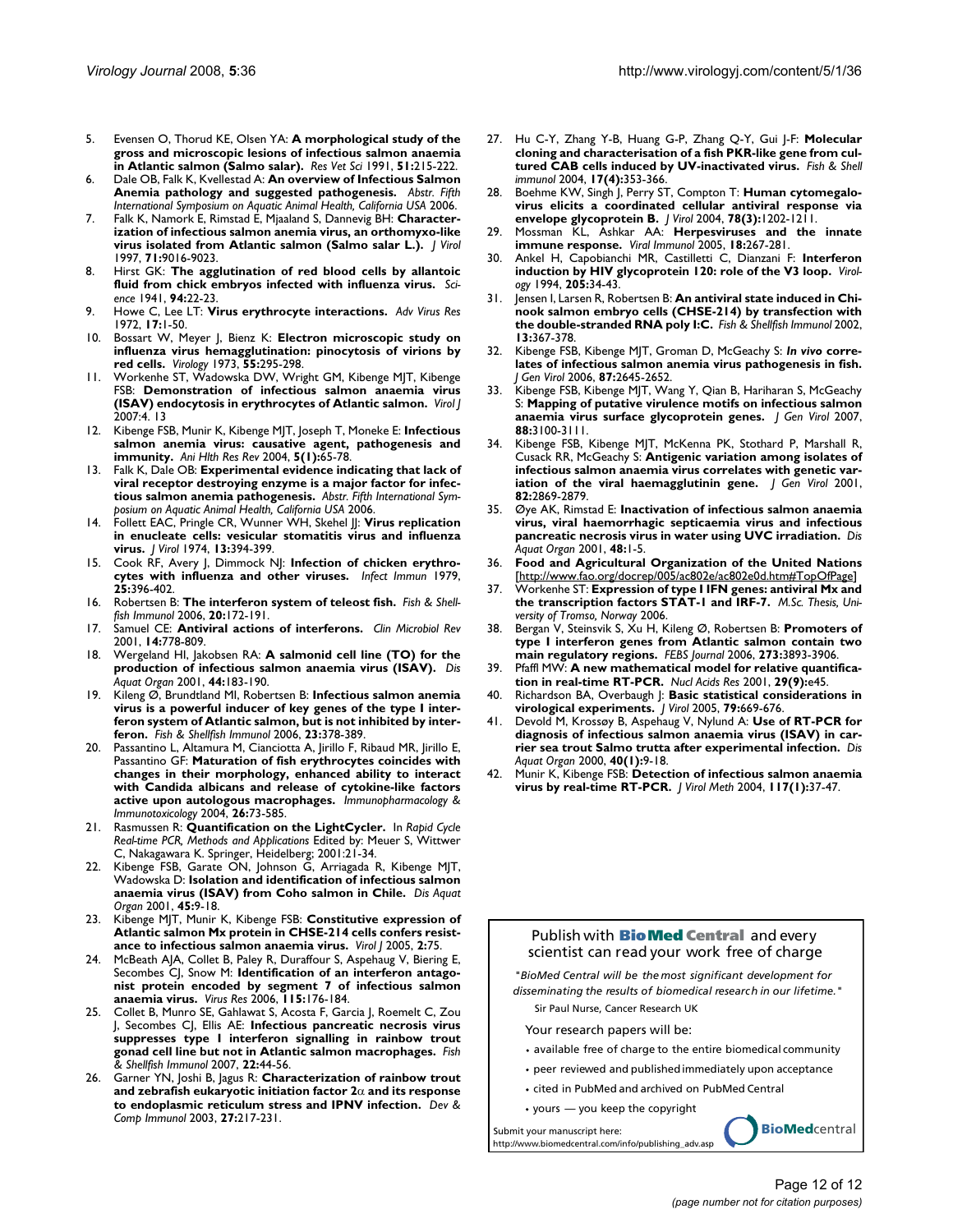5. Evensen O, Thorud KE, Olsen YA: **A morphological study of the gross and microscopic lesions of infectious salmon anaemia in Atlantic salmon (Salmo salar).** *Res Vet Sci* 1991, **51:**215-222.
6. Dale OB, Falk K, Kvellestad A: **An overview of Infectious Salmon Anemia pathology and suggested pathogenesis.** *Abstr. Fifth International Symposium on Aquatic Animal Health, California USA* 2006.
7. Falk K, Namork E, Rimstad E, Mjaaland S, Dannevig BH: **Characterization of infectious salmon anemia virus, an orthomyxo-like virus isolated from Atlantic salmon (Salmo salar L.).** *J Virol* 1997, **71:**9016-9023.
8. Hirst GK: **The agglutination of red blood cells by allantoic fluid from chick embryos infected with influenza virus.** *Science* 1941, **94:**22-23.
9. Howe C, Lee LT: **Virus erythrocyte interactions.** *Adv Virus Res* 1972, **17:**1-50.
10. Bossart W, Meyer J, Bienz K: **Electron microscopic study on influenza virus hemagglutination: pinocytosis of virions by red cells.** *Virology* 1973, **55:**295-298.
11. Workenhe ST, Wadowska DW, Wright GM, Kibenge MJT, Kibenge FSB: **Demonstration of infectious salmon anaemia virus (ISAV) endocytosis in erythrocytes of Atlantic salmon.** *Virol J* 2007:4. 13
12. Kibenge FSB, Munir K, Kibenge MJT, Joseph T, Moneke E: **Infectious salmon anemia virus: causative agent, pathogenesis and immunity.** *Ani Hlth Res Rev* 2004, **5(1):**65-78.
13. Falk K, Dale OB: **Experimental evidence indicating that lack of viral receptor destroying enzyme is a major factor for infectious salmon anemia pathogenesis.** *Abstr. Fifth International Symposium on Aquatic Animal Health, California USA* 2006.
14. Follett EAC, Pringle CR, Wunner WH, Skehel JJ: **Virus replication in enucleate cells: vesicular stomatitis virus and influenza virus.** *J Virol* 1974, **13:**394-399.
15. Cook RF, Avery J, Dimmock NJ: **Infection of chicken erythrocytes with influenza and other viruses.** *Infect Immun* 1979, **25:**396-402.
16. Robertsen B: **The interferon system of teleost fish.** *Fish & Shellfish Immunol* 2006, **20:**172-191.
17. Samuel CE: **Antiviral actions of interferons.** *Clin Microbiol Rev* 2001, **14:**778-809.
18. Wergeland HI, Jakobsen RA: **A salmonid cell line (TO) for the production of infectious salmon anaemia virus (ISAV).** *Dis Aquat Organ* 2001, **44:**183-190.
19. Kileng Ø, Brundtland MI, Robertsen B: **Infectious salmon anemia virus is a powerful inducer of key genes of the type I interferon system of Atlantic salmon, but is not inhibited by interferon.** *Fish & Shellfish Immunol* 2006, **23:**378-389.
20. Passantino L, Altamura M, Cianciotta A, Jirillo F, Ribaud MR, Jirillo E, Passantino GF: **Maturation of fish erythrocytes coincides with changes in their morphology, enhanced ability to interact with Candida albicans and release of cytokine-like factors active upon autologous macrophages.** *Immunopharmacology & Immunotoxicology* 2004, **26:**73-585.
21. Rasmussen R: **Quantification on the LightCycler.** In *Rapid Cycle Real-time PCR, Methods and Applications* Edited by: Meuer S, Wittwer C, Nakagawara K. Springer, Heidelberg; 2001:21-34.
22. Kibenge FSB, Garate ON, Johnson G, Arriagada R, Kibenge MJT, Wadowska D: **Isolation and identification of infectious salmon anaemia virus (ISAV) from Coho salmon in Chile.** *Dis Aquat Organ* 2001, **45:**9-18.
23. Kibenge MJT, Munir K, Kibenge FSB: **Constitutive expression of Atlantic salmon Mx protein in CHSE-214 cells confers resistance to infectious salmon anaemia virus.** *Virol J* 2005, **2:**75.
24. McBeath AJA, Collet B, Paley R, Duraffour S, Aspehaug V, Biering E, Secombes CJ, Snow M: **Identification of an interferon antagonist protein encoded by segment 7 of infectious salmon anaemia virus.** *Virus Res* 2006, **115:**176-184.
25. Collet B, Munro SE, Gahlawat S, Acosta F, Garcia J, Roemelt C, Zou J, Secombes CJ, Ellis AE: **Infectious pancreatic necrosis virus suppresses type I interferon signalling in rainbow trout gonad cell line but not in Atlantic salmon macrophages.** *Fish & Shellfish Immunol* 2007, **22:**44-56.
26. Garner YN, Joshi B, Jagus R: **Characterization of rainbow trout and zebrafish eukaryotic initiation factor 2$\alpha$ and its response to endoplasmic reticulum stress and IPNV infection.** *Dev & Comp Immunol* 2003, **27:**217-231.
27. Hu C-Y, Zhang Y-B, Huang G-P, Zhang Q-Y, Gui J-F: **Molecular cloning and characterisation of a fish PKR-like gene from cultured CAB cells induced by UV-inactivated virus.** *Fish & Shell immunol* 2004, **17(4):**353-366.
28. Boehme KW, Singh J, Perry ST, Compton T: **Human cytomegalovirus elicits a coordinated cellular antiviral response via envelope glycoprotein B.** *J Virol* 2004, **78(3):**1202-1211.
29. Mossman KL, Ashkar AA: **Herpesviruses and the innate immune response.** *Viral Immunol* 2005, **18:**267-281.
30. Ankel H, Capobianchi MR, Castilletti C, Dianzani F: **Interferon induction by HIV glycoprotein 120: role of the V3 loop.** *Virology* 1994, **205:**34-43.
31. Jensen I, Larsen R, Robertsen B: **An antiviral state induced in Chinook salmon embryo cells (CHSE-214) by transfection with the double-stranded RNA poly I:C.** *Fish & Shellfish Immunol* 2002, **13:**367-378.
32. Kibenge FSB, Kibenge MJT, Groman D, McGeachy S: ***In vivo* correlates of infectious salmon anemia virus pathogenesis in fish.** *J Gen Virol* 2006, **87:**2645-2652.
33. Kibenge FSB, Kibenge MJT, Wang Y, Qian B, Hariharan S, McGeachy S: **Mapping of putative virulence motifs on infectious salmon anaemia virus surface glycoprotein genes.** *J Gen Virol* 2007, **88:**3100-3111.
34. Kibenge FSB, Kibenge MJT, McKenna PK, Stothard P, Marshall R, Cusack RR, McGeachy S: **Antigenic variation among isolates of infectious salmon anaemia virus correlates with genetic variation of the viral haemagglutinin gene.** *J Gen Virol* 2001, **82:**2869-2879.
35. Øye AK, Rimstad E: **Inactivation of infectious salmon anaemia virus, viral haemorrhagic septicaemia virus and infectious pancreatic necrosis virus in water using UVC irradiation.** *Dis Aquat Organ* 2001, **48:**1-5.
36. **Food and Agricultural Organization of the United Nations** [http://www.fao.org/docrep/005/ac802e/ac802e0d.htm#TopOfPage]
37. Workenhe ST: **Expression of type I IFN genes: antiviral Mx and the transcription factors STAT-1 and IRF-7.** *M.Sc. Thesis, University of Tromso, Norway* 2006.
38. Bergan V, Steinsvik S, Xu H, Kileng Ø, Robertsen B: **Promoters of type I interferon genes from Atlantic salmon contain two main regulatory regions.** *FEBS Journal* 2006, **273:**3893-3906.
39. Pfaffl MW: **A new mathematical model for relative quantification in real-time RT-PCR.** *Nucl Acids Res* 2001, **29(9):**e45.
40. Richardson BA, Overbaugh J: **Basic statistical considerations in virological experiments.** *J Virol* 2005, **79:**669-676.
41. Devold M, Krossøy B, Aspehaug V, Nylund A: **Use of RT-PCR for diagnosis of infectious salmon anaemia virus (ISAV) in carrier sea trout Salmo trutta after experimental infection.** *Dis Aquat Organ* 2000, **40(1):**9-18.
42. Munir K, Kibenge FSB: **Detection of infectious salmon anaemia virus by real-time RT-PCR.** *J Virol Meth* 2004, **117(1):**37-47.

Publish with **BioMed Central** and every scientist can read your work free of charge

*"BioMed Central will be the most significant development for disseminating the results of biomedical research in our lifetime."*

Sir Paul Nurse, Cancer Research UK

Your research papers will be:

- available free of charge to the entire biomedical community
- peer reviewed and published immediately upon acceptance
- cited in PubMed and archived on PubMed Central
- yours — you keep the copyright

Submit your manuscript here:
http://www.biomedcentral.com/info/publishing_adv.asp

**BioMed**central